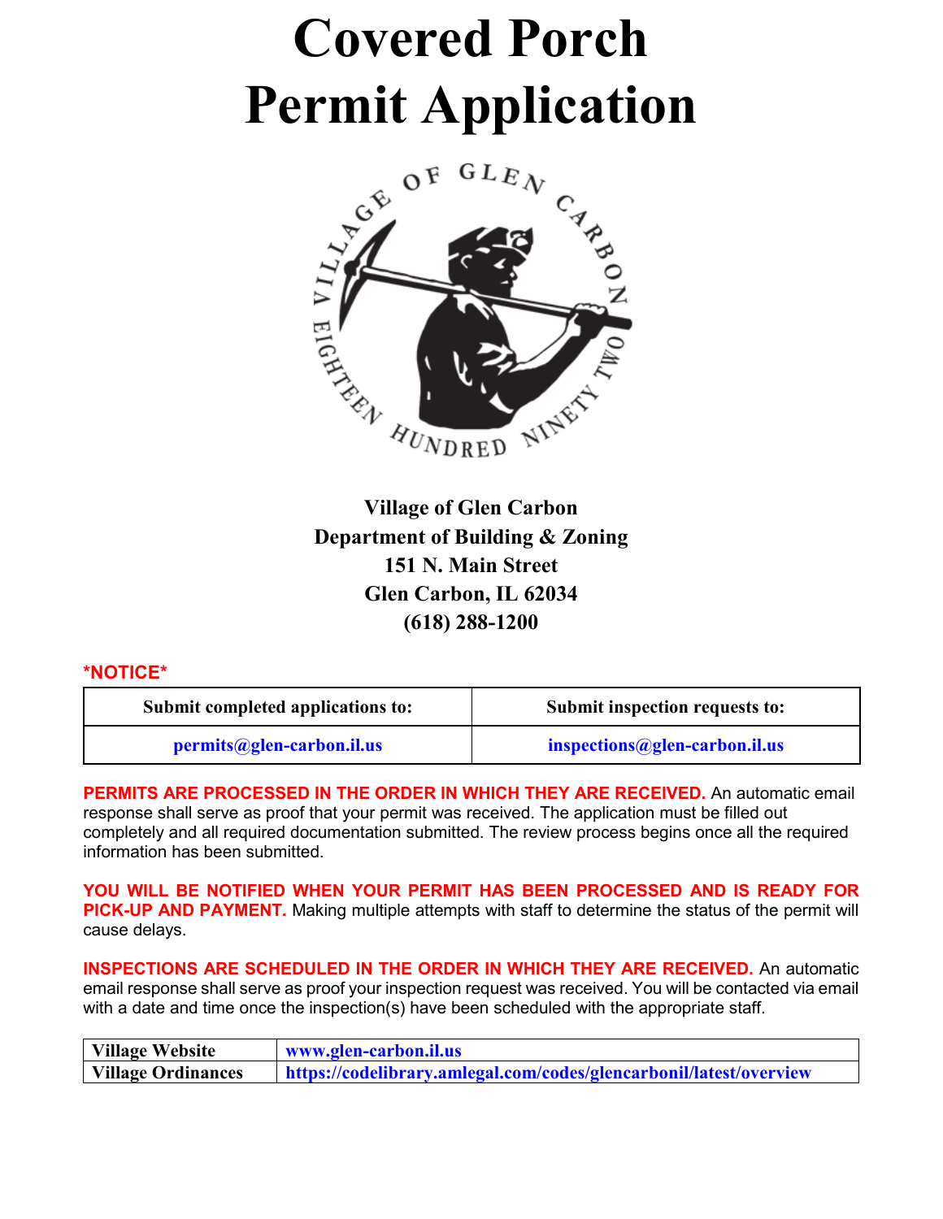# Covered Porch Permit Application

**Village of Glen Carbon**
**Department of Building & Zoning**
**151 N. Main Street**
**Glen Carbon, IL 62034**
**(618) 288-1200**

**\*NOTICE\***

| Submit completed applications to: | Submit inspection requests to: |
|---|---|
| permits@glen-carbon.il.us | inspections@glen-carbon.il.us |

**PERMITS ARE PROCESSED IN THE ORDER IN WHICH THEY ARE RECEIVED.** An automatic email response shall serve as proof that your permit was received. The application must be filled out completely and all required documentation submitted. The review process begins once all the required information has been submitted.

**YOU WILL BE NOTIFIED WHEN YOUR PERMIT HAS BEEN PROCESSED AND IS READY FOR PICK-UP AND PAYMENT.** Making multiple attempts with staff to determine the status of the permit will cause delays.

**INSPECTIONS ARE SCHEDULED IN THE ORDER IN WHICH THEY ARE RECEIVED.** An automatic email response shall serve as proof your inspection request was received. You will be contacted via email with a date and time once the inspection(s) have been scheduled with the appropriate staff.

| Village Website | www.glen-carbon.il.us |
|---|---|
| Village Ordinances | https://codelibrary.amlegal.com/codes/glencarbonil/latest/overview |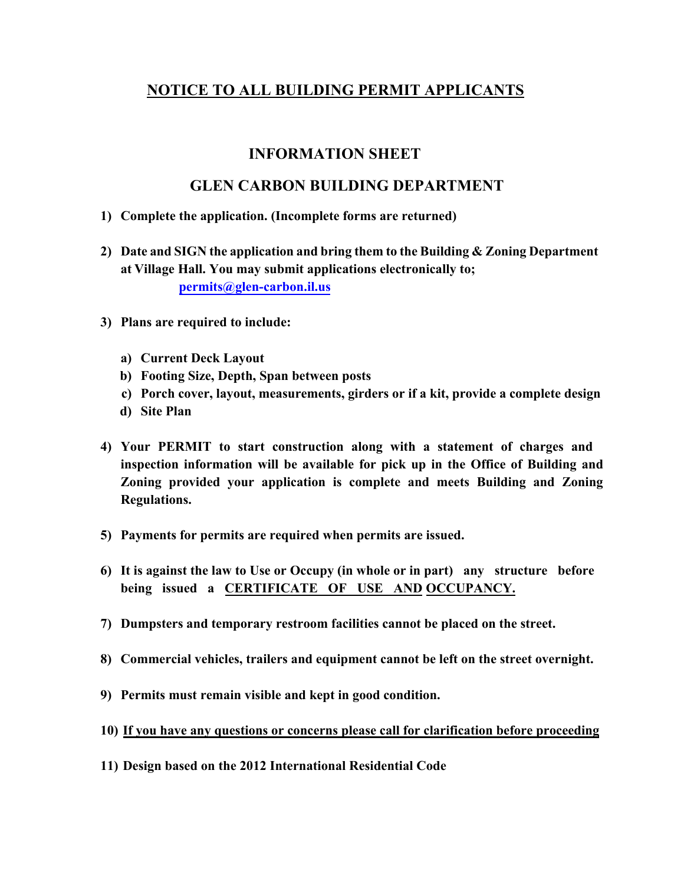# NOTICE TO ALL BUILDING PERMIT APPLICANTS

## INFORMATION SHEET

## GLEN CARBON BUILDING DEPARTMENT

1) **Complete the application. (Incomplete forms are returned)**

2) **Date and SIGN the application and bring them to the Building & Zoning Department at Village Hall. You may submit applications electronically to;**
   **permits@glen-carbon.il.us**

3) **Plans are required to include:**

   a) **Current Deck Layout**
   b) **Footing Size, Depth, Span between posts**
   c) **Porch cover, layout, measurements, girders or if a kit, provide a complete design**
   d) **Site Plan**

4) **Your PERMIT to start construction along with a statement of charges and inspection information will be available for pick up in the Office of Building and Zoning provided your application is complete and meets Building and Zoning Regulations.**

5) **Payments for permits are required when permits are issued.**

6) **It is against the law to Use or Occupy (in whole or in part) any structure before being issued a CERTIFICATE OF USE AND OCCUPANCY.**

7) **Dumpsters and temporary restroom facilities cannot be placed on the street.**

8) **Commercial vehicles, trailers and equipment cannot be left on the street overnight.**

9) **Permits must remain visible and kept in good condition.**

10) **If you have any questions or concerns please call for clarification before proceeding**

11) **Design based on the 2012 International Residential Code**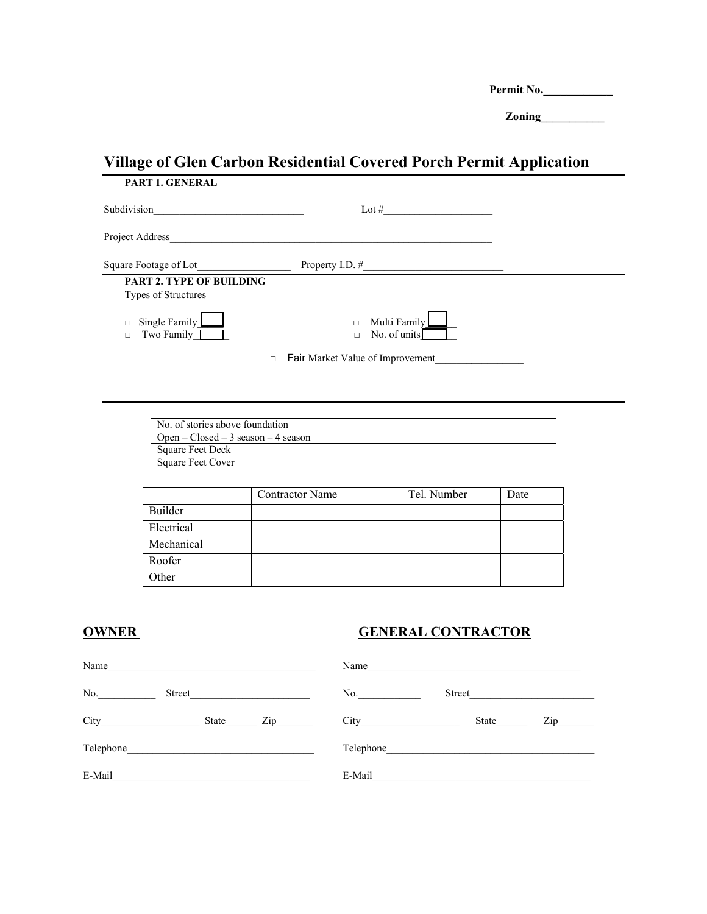Permit No.____________

Zoning___________

# Village of Glen Carbon Residential Covered Porch Permit Application

**PART 1. GENERAL**

Subdivision____________________________ Lot #____________________

Project Address______________________________________________________________

Square Footage of Lot__________________ Property I.D. #__________________________

**PART 2. TYPE OF BUILDING**

Types of Structures

□ Single Family ____ □ Multi Family ____

□ Two Family ____ □ No. of units ____

□ Fair Market Value of Improvement________________

| | |
|---|---|
| No. of stories above foundation | |
| Open – Closed – 3 season – 4 season | |
| Square Feet Deck | |
| Square Feet Cover | |

| | Contractor Name | Tel. Number | Date |
|---|---|---|---|
| Builder | | | |
| Electrical | | | |
| Mechanical | | | |
| Roofer | | | |
| Other | | | |

## OWNER

Name________________________________________

No.___________ Street______________________

City__________________ State______ Zip_______

Telephone___________________________________

E-Mail______________________________________

## GENERAL CONTRACTOR

Name________________________________________

No.___________ Street______________________

City__________________ State______ Zip_______

Telephone___________________________________

E-Mail______________________________________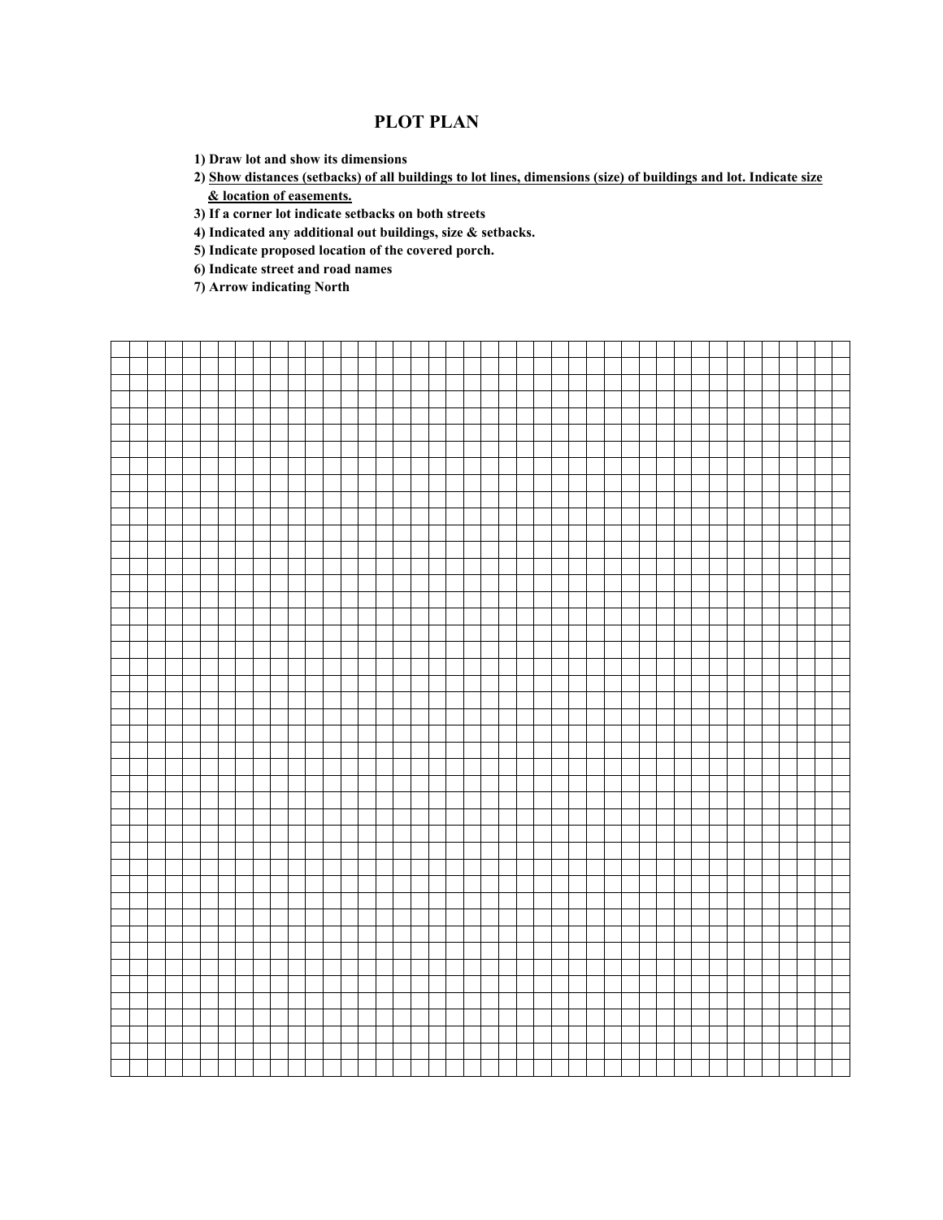# PLOT PLAN

1) **Draw lot and show its dimensions**
2) **Show distances (setbacks) of all buildings to lot lines, dimensions (size) of buildings and lot. Indicate size & location of easements.**
3) **If a corner lot indicate setbacks on both streets**
4) **Indicated any additional out buildings, size & setbacks.**
5) **Indicate proposed location of the covered porch.**
6) **Indicate street and road names**
7) **Arrow indicating North**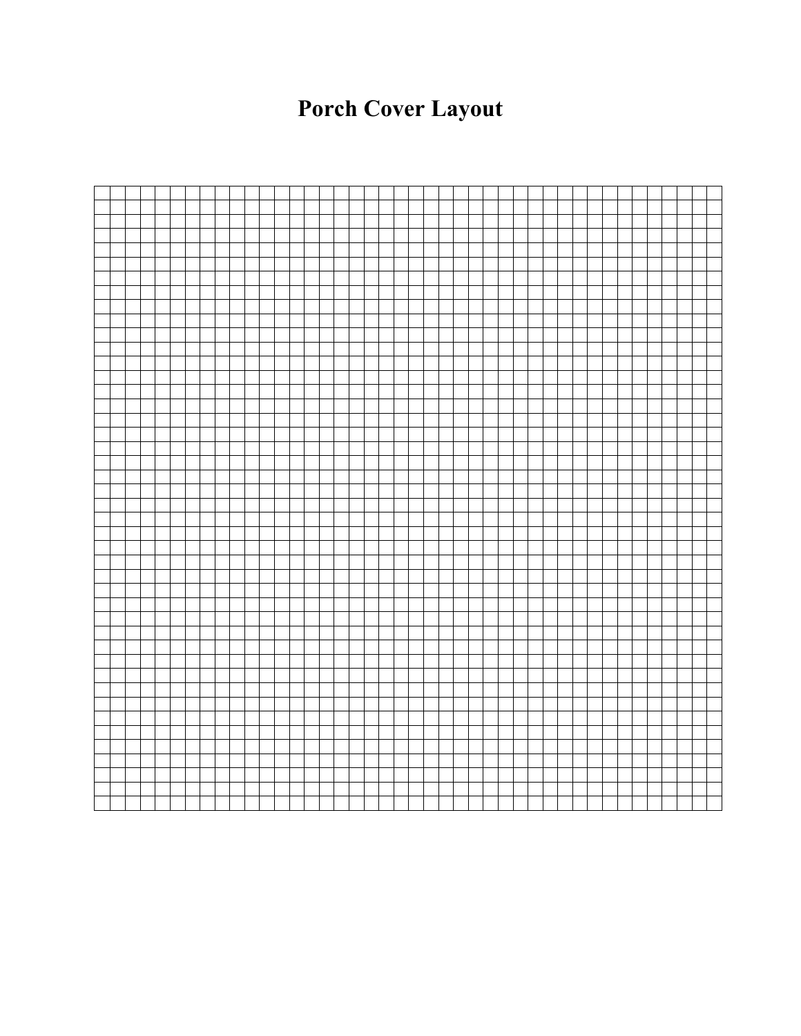# Porch Cover Layout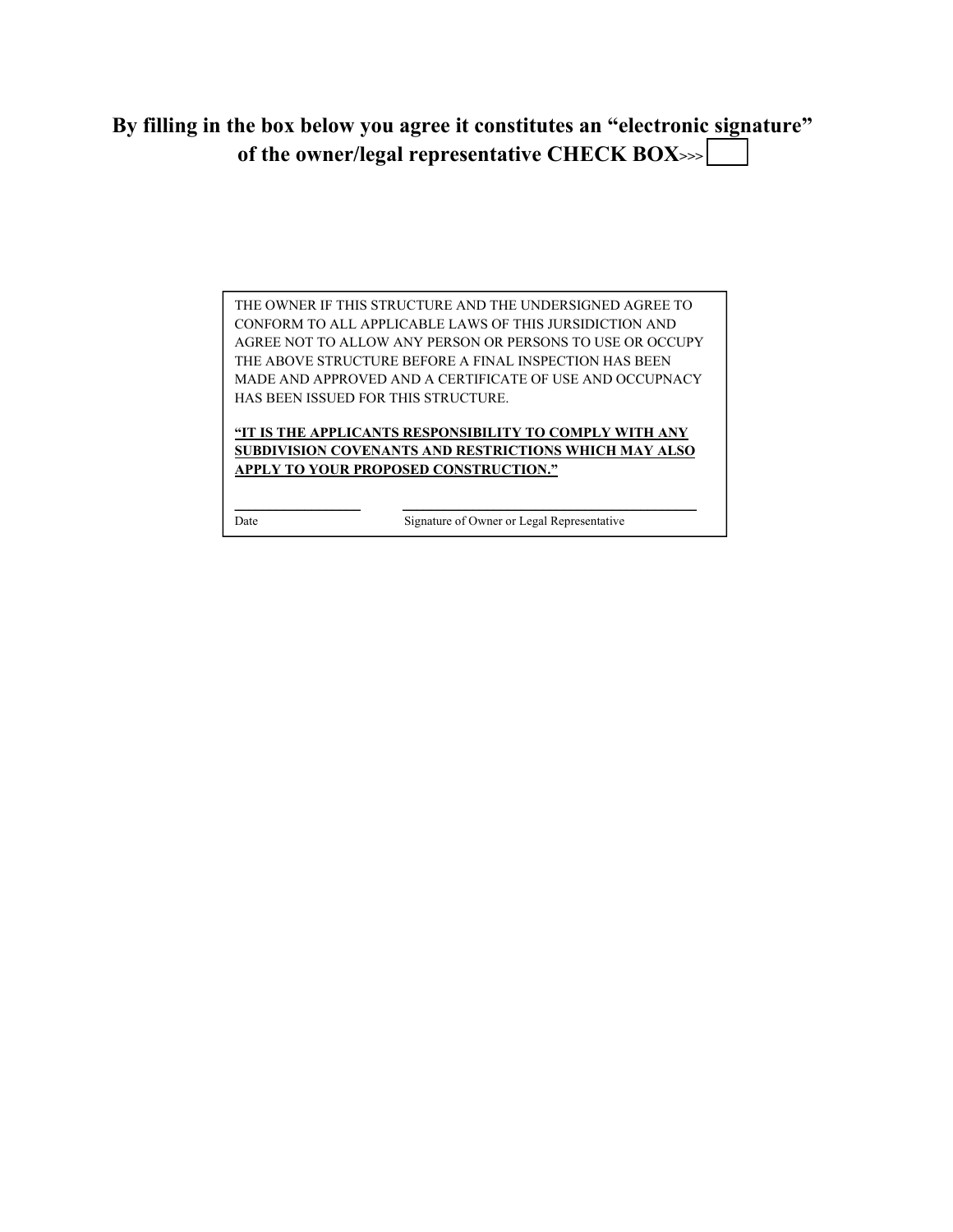**By filling in the box below you agree it constitutes an "electronic signature" of the owner/legal representative CHECK BOX>>> ☐**

THE OWNER IF THIS STRUCTURE AND THE UNDERSIGNED AGREE TO CONFORM TO ALL APPLICABLE LAWS OF THIS JURSIDICTION AND AGREE NOT TO ALLOW ANY PERSON OR PERSONS TO USE OR OCCUPY THE ABOVE STRUCTURE BEFORE A FINAL INSPECTION HAS BEEN MADE AND APPROVED AND A CERTIFICATE OF USE AND OCCUPNACY HAS BEEN ISSUED FOR THIS STRUCTURE.

**"IT IS THE APPLICANTS RESPONSIBILITY TO COMPLY WITH ANY SUBDIVISION COVENANTS AND RESTRICTIONS WHICH MAY ALSO APPLY TO YOUR PROPOSED CONSTRUCTION."**

\_\_\_\_\_\_\_\_\_\_\_\_\_\_\_\_\_\_ \_\_\_\_\_\_\_\_\_\_\_\_\_\_\_\_\_\_\_\_\_\_\_\_\_\_\_\_\_\_\_\_\_\_\_\_\_\_\_\_

Date Signature of Owner or Legal Representative